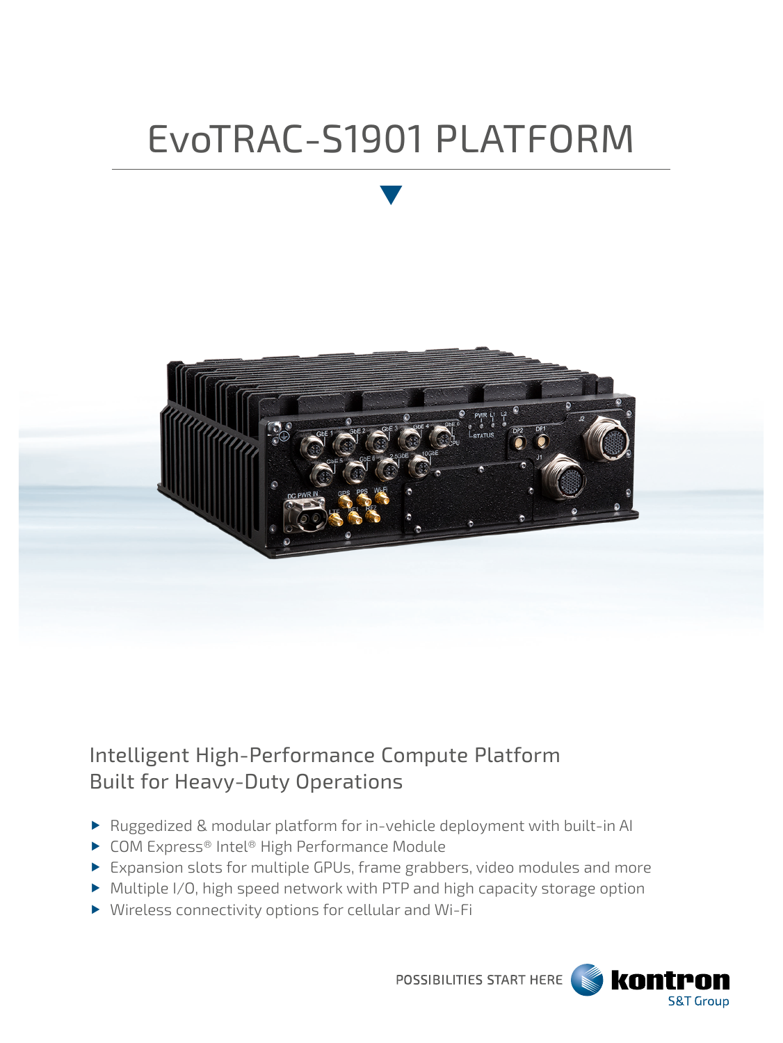# EvoTRAC-S1901 PLATFORM

## Intelligent High-Performance Compute Platform Built for Heavy-Duty Operations

- Ruggedized & modular platform for in-vehicle deployment with built-in AI
- COM Express® Intel® High Performance Module
- Expansion slots for multiple GPUs, frame grabbers, video modules and more
- Multiple I/O, high speed network with PTP and high capacity storage option
- Wireless connectivity options for cellular and Wi-Fi

POSSIBILITIES START HERE kontron S&T Group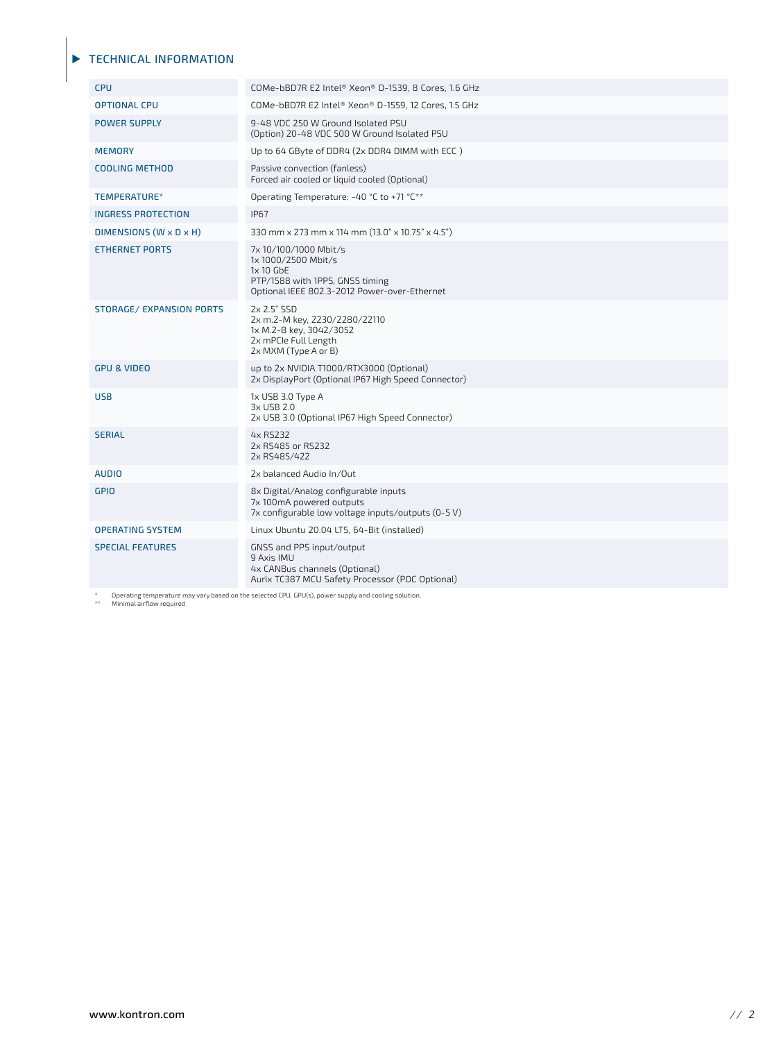## TECHNICAL INFORMATION

| | |
|---|---|
| CPU | COMe-bBD7R E2 Intel® Xeon® D-1539, 8 Cores, 1.6 GHz |
| OPTIONAL CPU | COMe-bBD7R E2 Intel® Xeon® D-1559, 12 Cores, 1.5 GHz |
| POWER SUPPLY | 9-48 VDC 250 W Ground Isolated PSU<br>(Option) 20-48 VDC 500 W Ground Isolated PSU |
| MEMORY | Up to 64 GByte of DDR4 (2x DDR4 DIMM with ECC ) |
| COOLING METHOD | Passive convection (fanless)<br>Forced air cooled or liquid cooled (Optional) |
| TEMPERATURE* | Operating Temperature: -40 °C to +71 °C** |
| INGRESS PROTECTION | IP67 |
| DIMENSIONS (W x D x H) | 330 mm x 273 mm x 114 mm (13.0" x 10.75" x 4.5") |
| ETHERNET PORTS | 7x 10/100/1000 Mbit/s<br>1x 1000/2500 Mbit/s<br>1x 10 GbE<br>PTP/1588 with 1PPS, GNSS timing<br>Optional IEEE 802.3-2012 Power-over-Ethernet |
| STORAGE/ EXPANSION PORTS | 2x 2.5" SSD<br>2x m.2-M key, 2230/2280/22110<br>1x M.2-B key, 3042/3052<br>2x mPCIe Full Length<br>2x MXM (Type A or B) |
| GPU & VIDEO | up to 2x NVIDIA T1000/RTX3000 (Optional)<br>2x DisplayPort (Optional IP67 High Speed Connector) |
| USB | 1x USB 3.0 Type A<br>3x USB 2.0<br>2x USB 3.0 (Optional IP67 High Speed Connector) |
| SERIAL | 4x RS232<br>2x RS485 or RS232<br>2x RS485/422 |
| AUDIO | 2x balanced Audio In/Out |
| GPIO | 8x Digital/Analog configurable inputs<br>7x 100mA powered outputs<br>7x configurable low voltage inputs/outputs (0-5 V) |
| OPERATING SYSTEM | Linux Ubuntu 20.04 LTS, 64-Bit (installed) |
| SPECIAL FEATURES | GNSS and PPS input/output<br>9 Axis IMU<br>4x CANBus channels (Optional)<br>Aurix TC387 MCU Safety Processor (POC Optional) |

\* Operating temperature may vary based on the selected CPU, GPU(s), power supply and cooling solution.
\** Minimal airflow required

www.kontron.com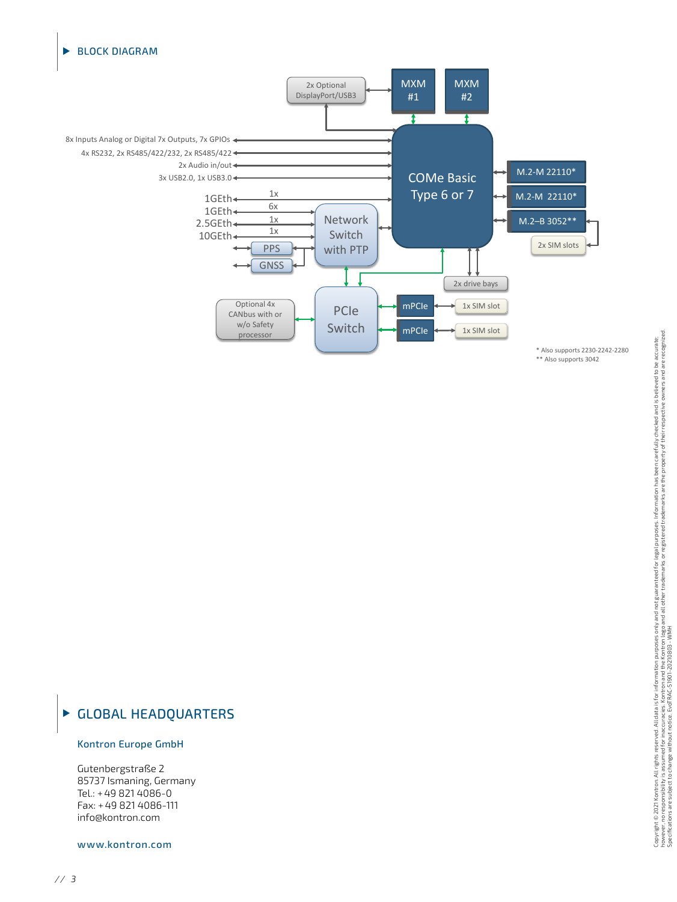## BLOCK DIAGRAM

2x Optional DisplayPort/USB3

MXM #1

MXM #2

8x Inputs Analog or Digital 7x Outputs, 7x GPIOs

4x RS232, 2x RS485/422/232, 2x RS485/422

2x Audio in/out

3x USB2.0, 1x USB3.0

COMe Basic Type 6 or 7

M.2-M 22110*

M.2-M 22110*

M.2–B 3052**

2x SIM slots

1GEth 1x

1GEth 6x

2.5GEth 1x

10GEth 1x

Network Switch with PTP

PPS

GNSS

2x drive bays

Optional 4x CANbus with or w/o Safety processor

PCIe Switch

mPCIe

1x SIM slot

mPCIe

1x SIM slot

\* Also supports 2230-2242-2280

\*\* Also supports 3042

## GLOBAL HEADQUARTERS

### Kontron Europe GmbH

Gutenbergstraße 2
85737 Ismaning, Germany
Tel.: + 49 821 4086-0
Fax: + 49 821 4086-111
info@kontron.com

www.kontron.com

Copyright © 2021 Kontron. All rights reserved. All data is for information purposes only and not guaranteed for legal purposes. Information has been carefully checked and is believed to be accurate; however, no responsibility is assumed for inaccuracies. Kontron and the Kontron logo and all other trademarks or registered trademarks are the property of their respective owners and are recognized. Specifications are subject to change without notice. EvoTRAC-S1901-20210803 - WMH